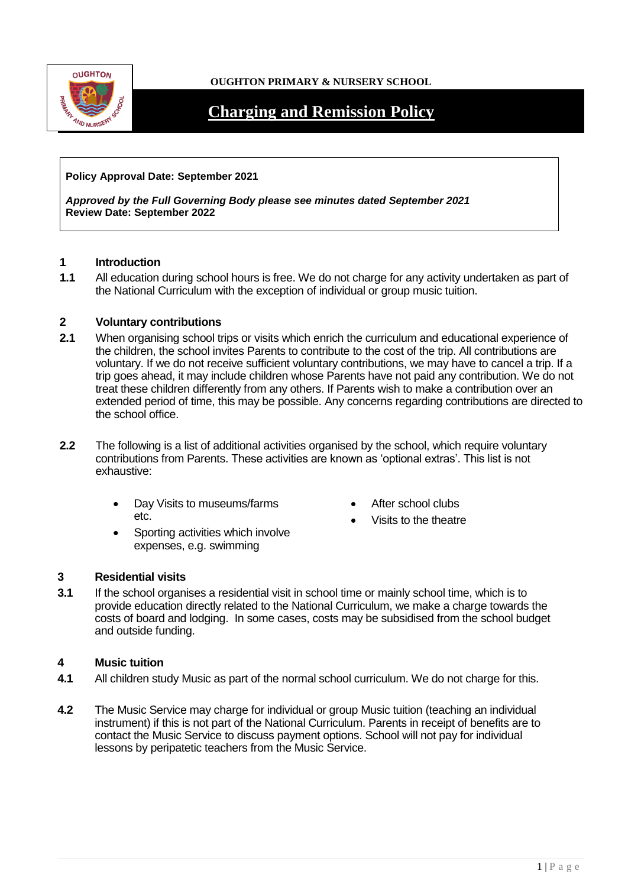**OUGHTON PRIMARY & NURSERY SCHOOL**

# Charging and Remission Policy

**Policy Approval Date: September 2021**

***Approved by the Full Governing Body please see minutes dated September 2021***
**Review Date: September 2022**

## 1 Introduction

**1.1** All education during school hours is free. We do not charge for any activity undertaken as part of the National Curriculum with the exception of individual or group music tuition.

## 2 Voluntary contributions

**2.1** When organising school trips or visits which enrich the curriculum and educational experience of the children, the school invites Parents to contribute to the cost of the trip. All contributions are voluntary. If we do not receive sufficient voluntary contributions, we may have to cancel a trip. If a trip goes ahead, it may include children whose Parents have not paid any contribution. We do not treat these children differently from any others. If Parents wish to make a contribution over an extended period of time, this may be possible. Any concerns regarding contributions are directed to the school office.

**2.2** The following is a list of additional activities organised by the school, which require voluntary contributions from Parents. These activities are known as 'optional extras'. This list is not exhaustive:

- Day Visits to museums/farms etc.
- Sporting activities which involve expenses, e.g. swimming
- After school clubs
- Visits to the theatre

## 3 Residential visits

**3.1** If the school organises a residential visit in school time or mainly school time, which is to provide education directly related to the National Curriculum, we make a charge towards the costs of board and lodging. In some cases, costs may be subsidised from the school budget and outside funding.

## 4 Music tuition

**4.1** All children study Music as part of the normal school curriculum. We do not charge for this.

**4.2** The Music Service may charge for individual or group Music tuition (teaching an individual instrument) if this is not part of the National Curriculum. Parents in receipt of benefits are to contact the Music Service to discuss payment options. School will not pay for individual lessons by peripatetic teachers from the Music Service.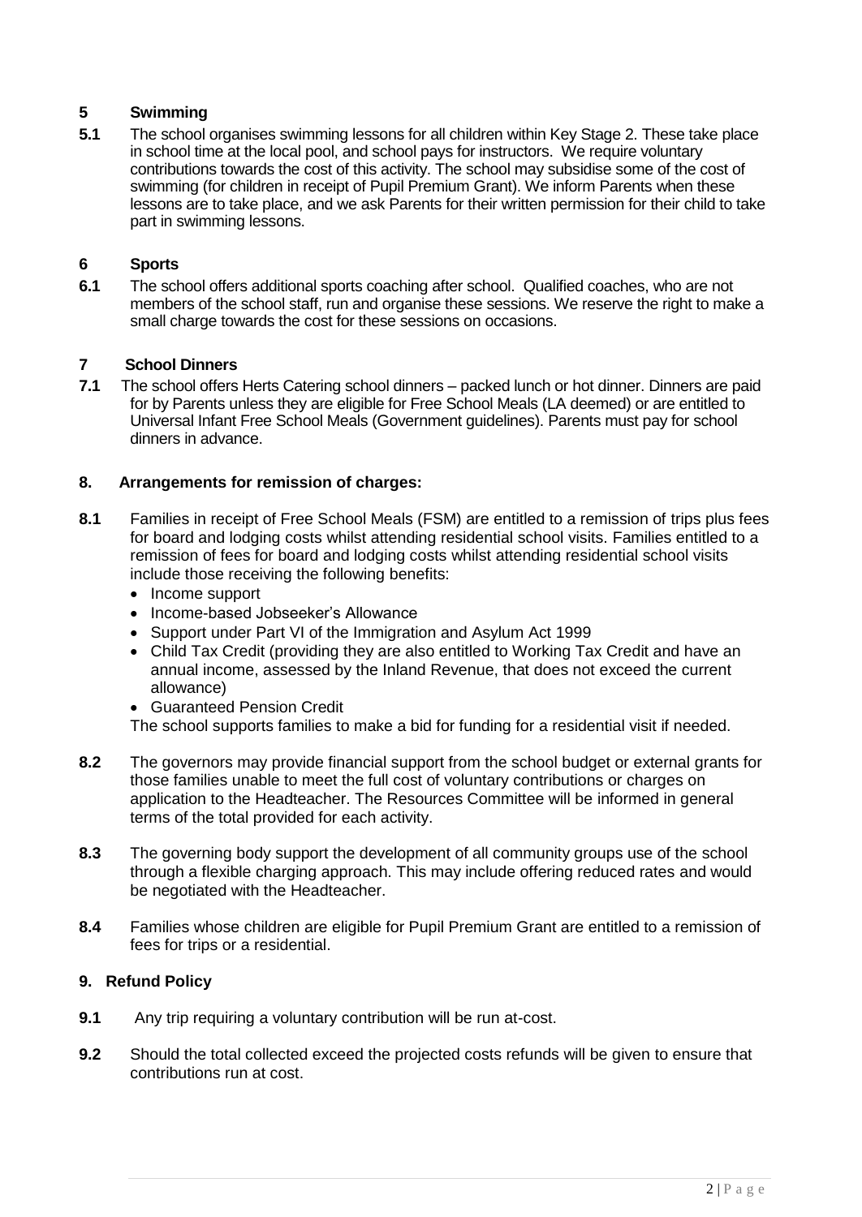## 5 Swimming

**5.1** The school organises swimming lessons for all children within Key Stage 2. These take place in school time at the local pool, and school pays for instructors. We require voluntary contributions towards the cost of this activity. The school may subsidise some of the cost of swimming (for children in receipt of Pupil Premium Grant). We inform Parents when these lessons are to take place, and we ask Parents for their written permission for their child to take part in swimming lessons.

## 6 Sports

**6.1** The school offers additional sports coaching after school. Qualified coaches, who are not members of the school staff, run and organise these sessions. We reserve the right to make a small charge towards the cost for these sessions on occasions.

## 7 School Dinners

**7.1** The school offers Herts Catering school dinners – packed lunch or hot dinner. Dinners are paid for by Parents unless they are eligible for Free School Meals (LA deemed) or are entitled to Universal Infant Free School Meals (Government guidelines). Parents must pay for school dinners in advance.

## 8. Arrangements for remission of charges:

**8.1** Families in receipt of Free School Meals (FSM) are entitled to a remission of trips plus fees for board and lodging costs whilst attending residential school visits. Families entitled to a remission of fees for board and lodging costs whilst attending residential school visits include those receiving the following benefits:

- Income support
- Income-based Jobseeker's Allowance
- Support under Part VI of the Immigration and Asylum Act 1999
- Child Tax Credit (providing they are also entitled to Working Tax Credit and have an annual income, assessed by the Inland Revenue, that does not exceed the current allowance)
- Guaranteed Pension Credit

The school supports families to make a bid for funding for a residential visit if needed.

**8.2** The governors may provide financial support from the school budget or external grants for those families unable to meet the full cost of voluntary contributions or charges on application to the Headteacher. The Resources Committee will be informed in general terms of the total provided for each activity.

**8.3** The governing body support the development of all community groups use of the school through a flexible charging approach. This may include offering reduced rates and would be negotiated with the Headteacher.

**8.4** Families whose children are eligible for Pupil Premium Grant are entitled to a remission of fees for trips or a residential.

## 9. Refund Policy

**9.1** Any trip requiring a voluntary contribution will be run at-cost.

**9.2** Should the total collected exceed the projected costs refunds will be given to ensure that contributions run at cost.